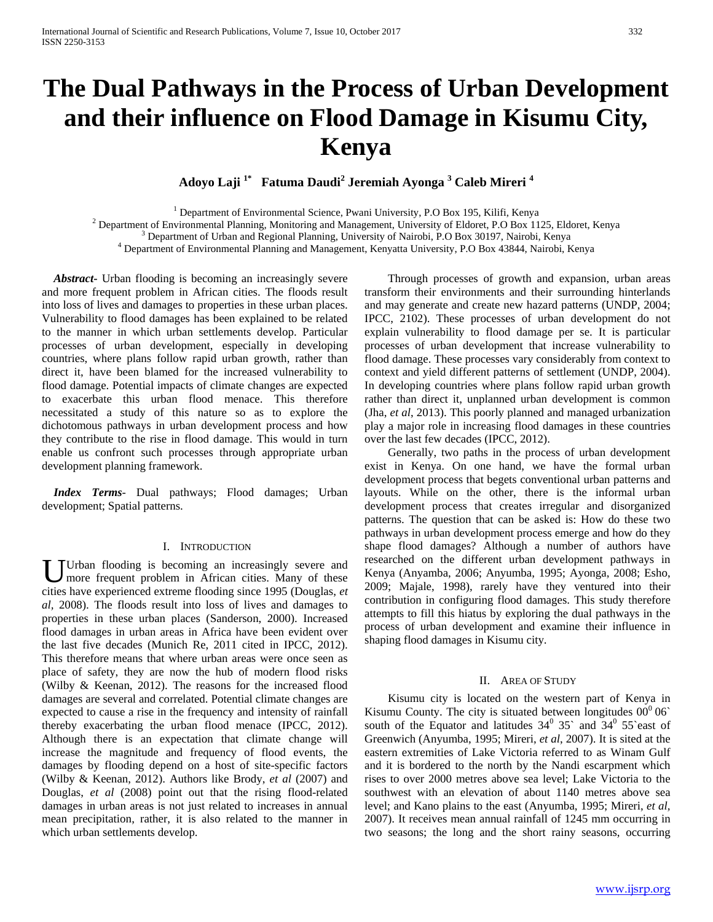# The Dual Pathways in the Process of Urban Development and their influence on Flood Damage in Kisumu City, Kenya

**Adoyo Laji [1*] Fatuma Daudi[2] Jeremiah Ayonga [3] Caleb Mireri [4]**

[1] Department of Environmental Science, Pwani University, P.O Box 195, Kilifi, Kenya
[2] Department of Environmental Planning, Monitoring and Management, University of Eldoret, P.O Box 1125, Eldoret, Kenya
[3] Department of Urban and Regional Planning, University of Nairobi, P.O Box 30197, Nairobi, Kenya
[4] Department of Environmental Planning and Management, Kenyatta University, P.O Box 43844, Nairobi, Kenya

***Abstract-*** Urban flooding is becoming an increasingly severe and more frequent problem in African cities. The floods result into loss of lives and damages to properties in these urban places. Vulnerability to flood damages has been explained to be related to the manner in which urban settlements develop. Particular processes of urban development, especially in developing countries, where plans follow rapid urban growth, rather than direct it, have been blamed for the increased vulnerability to flood damage. Potential impacts of climate changes are expected to exacerbate this urban flood menace. This therefore necessitated a study of this nature so as to explore the dichotomous pathways in urban development process and how they contribute to the rise in flood damage. This would in turn enable us confront such processes through appropriate urban development planning framework.

***Index Terms*-** Dual pathways; Flood damages; Urban development; Spatial patterns.

## I. Introduction

Urban flooding is becoming an increasingly severe and more frequent problem in African cities. Many of these cities have experienced extreme flooding since 1995 (Douglas, *et al*, 2008). The floods result into loss of lives and damages to properties in these urban places (Sanderson, 2000). Increased flood damages in urban areas in Africa have been evident over the last five decades (Munich Re, 2011 cited in IPCC, 2012). This therefore means that where urban areas were once seen as place of safety, they are now the hub of modern flood risks (Wilby & Keenan, 2012). The reasons for the increased flood damages are several and correlated. Potential climate changes are expected to cause a rise in the frequency and intensity of rainfall thereby exacerbating the urban flood menace (IPCC, 2012). Although there is an expectation that climate change will increase the magnitude and frequency of flood events, the damages by flooding depend on a host of site-specific factors (Wilby & Keenan, 2012). Authors like Brody, *et al* (2007) and Douglas, *et al* (2008) point out that the rising flood-related damages in urban areas is not just related to increases in annual mean precipitation, rather, it is also related to the manner in which urban settlements develop.

Through processes of growth and expansion, urban areas transform their environments and their surrounding hinterlands and may generate and create new hazard patterns (UNDP, 2004; IPCC, 2102). These processes of urban development do not explain vulnerability to flood damage per se. It is particular processes of urban development that increase vulnerability to flood damage. These processes vary considerably from context to context and yield different patterns of settlement (UNDP, 2004). In developing countries where plans follow rapid urban growth rather than direct it, unplanned urban development is common (Jha, *et al*, 2013). This poorly planned and managed urbanization play a major role in increasing flood damages in these countries over the last few decades (IPCC, 2012).

Generally, two paths in the process of urban development exist in Kenya. On one hand, we have the formal urban development process that begets conventional urban patterns and layouts. While on the other, there is the informal urban development process that creates irregular and disorganized patterns. The question that can be asked is: How do these two pathways in urban development process emerge and how do they shape flood damages? Although a number of authors have researched on the different urban development pathways in Kenya (Anyamba, 2006; Anyumba, 1995; Ayonga, 2008; Esho, 2009; Majale, 1998), rarely have they ventured into their contribution in configuring flood damages. This study therefore attempts to fill this hiatus by exploring the dual pathways in the process of urban development and examine their influence in shaping flood damages in Kisumu city.

## II. Area of Study

Kisumu city is located on the western part of Kenya in Kisumu County. The city is situated between longitudes $00^0 06`$ south of the Equator and latitudes $34^0$ $35`$ and $34^0$ $55`$east of Greenwich (Anyumba, 1995; Mireri, *et al*, 2007). It is sited at the eastern extremities of Lake Victoria referred to as Winam Gulf and it is bordered to the north by the Nandi escarpment which rises to over 2000 metres above sea level; Lake Victoria to the southwest with an elevation of about 1140 metres above sea level; and Kano plains to the east (Anyumba, 1995; Mireri, *et al*, 2007). It receives mean annual rainfall of 1245 mm occurring in two seasons; the long and the short rainy seasons, occurring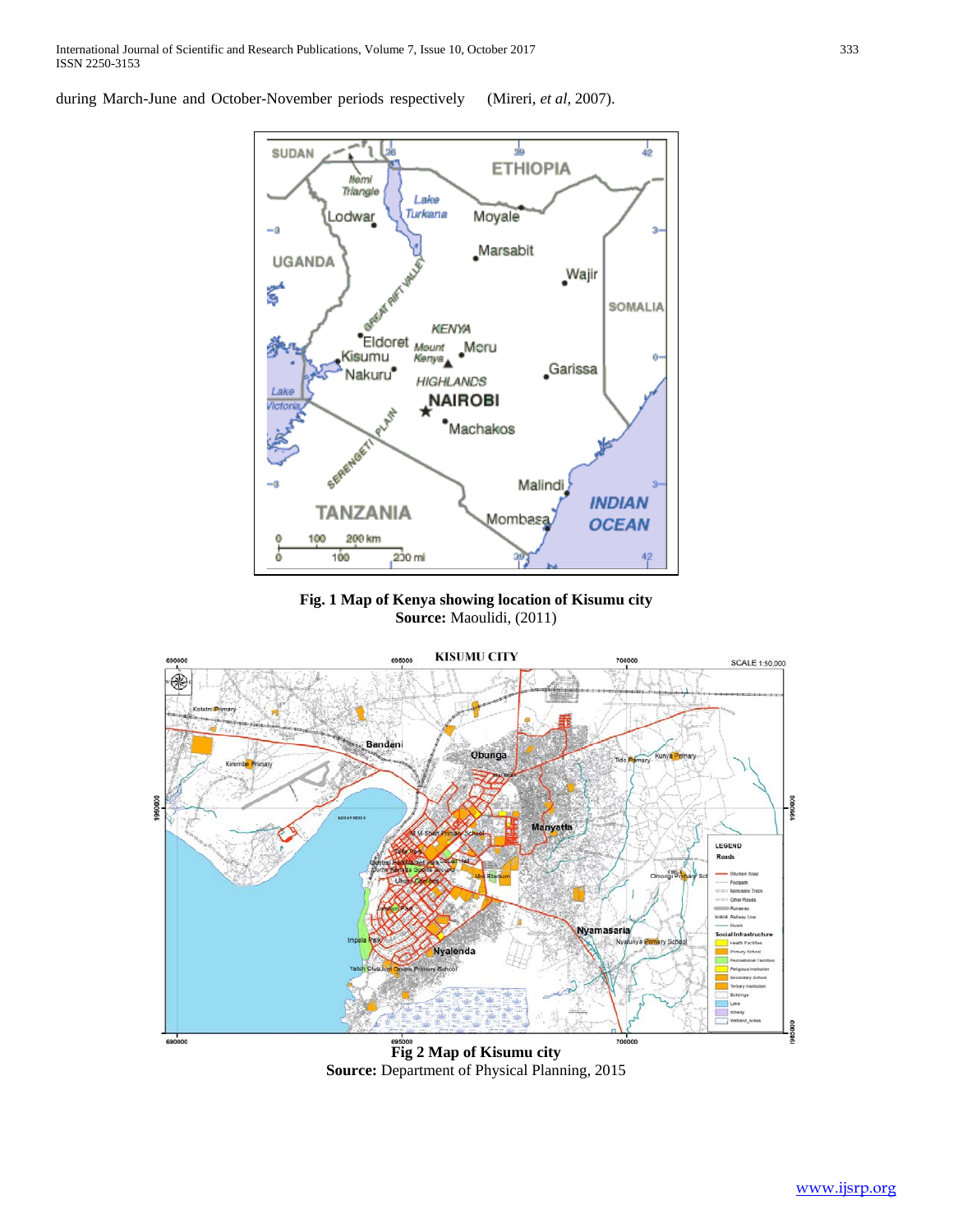during March-June and October-November periods respectively (Mireri, *et al*, 2007).

**Fig. 1 Map of Kenya showing location of Kisumu city**
**Source:** Maoulidi, (2011)

**Fig 2 Map of Kisumu city**
**Source:** Department of Physical Planning, 2015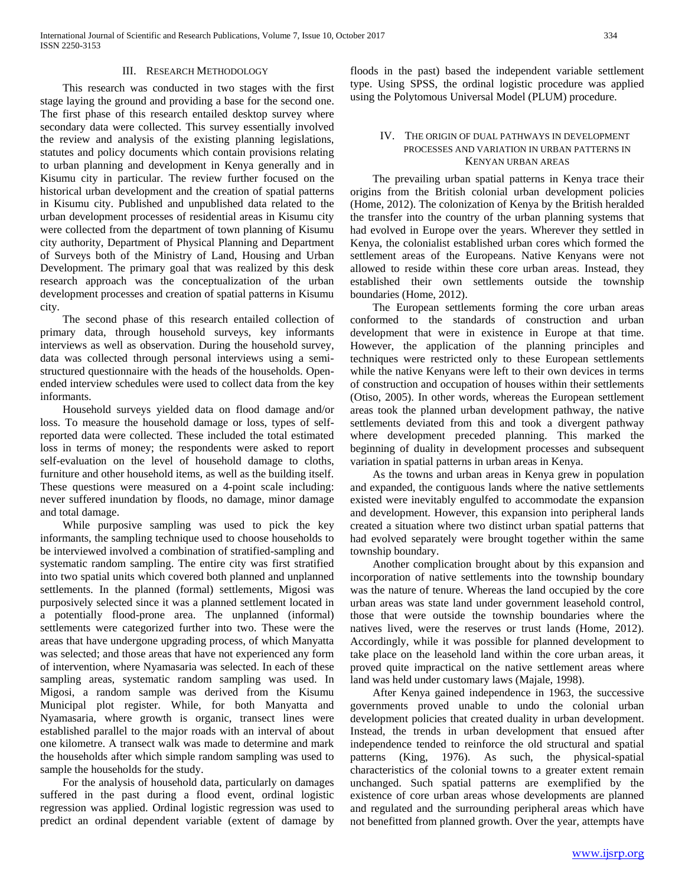## III. Research Methodology

This research was conducted in two stages with the first stage laying the ground and providing a base for the second one. The first phase of this research entailed desktop survey where secondary data were collected. This survey essentially involved the review and analysis of the existing planning legislations, statutes and policy documents which contain provisions relating to urban planning and development in Kenya generally and in Kisumu city in particular. The review further focused on the historical urban development and the creation of spatial patterns in Kisumu city. Published and unpublished data related to the urban development processes of residential areas in Kisumu city were collected from the department of town planning of Kisumu city authority, Department of Physical Planning and Department of Surveys both of the Ministry of Land, Housing and Urban Development. The primary goal that was realized by this desk research approach was the conceptualization of the urban development processes and creation of spatial patterns in Kisumu city.

The second phase of this research entailed collection of primary data, through household surveys, key informants interviews as well as observation. During the household survey, data was collected through personal interviews using a semi-structured questionnaire with the heads of the households. Open-ended interview schedules were used to collect data from the key informants.

Household surveys yielded data on flood damage and/or loss. To measure the household damage or loss, types of self-reported data were collected. These included the total estimated loss in terms of money; the respondents were asked to report self-evaluation on the level of household damage to cloths, furniture and other household items, as well as the building itself. These questions were measured on a 4-point scale including: never suffered inundation by floods, no damage, minor damage and total damage.

While purposive sampling was used to pick the key informants, the sampling technique used to choose households to be interviewed involved a combination of stratified-sampling and systematic random sampling. The entire city was first stratified into two spatial units which covered both planned and unplanned settlements. In the planned (formal) settlements, Migosi was purposively selected since it was a planned settlement located in a potentially flood-prone area. The unplanned (informal) settlements were categorized further into two. These were the areas that have undergone upgrading process, of which Manyatta was selected; and those areas that have not experienced any form of intervention, where Nyamasaria was selected. In each of these sampling areas, systematic random sampling was used. In Migosi, a random sample was derived from the Kisumu Municipal plot register. While, for both Manyatta and Nyamasaria, where growth is organic, transect lines were established parallel to the major roads with an interval of about one kilometre. A transect walk was made to determine and mark the households after which simple random sampling was used to sample the households for the study.

For the analysis of household data, particularly on damages suffered in the past during a flood event, ordinal logistic regression was applied. Ordinal logistic regression was used to predict an ordinal dependent variable (extent of damage by floods in the past) based the independent variable settlement type. Using SPSS, the ordinal logistic procedure was applied using the Polytomous Universal Model (PLUM) procedure.

## IV. The Origin of Dual Pathways in Development Processes and Variation in Urban Patterns in Kenyan Urban Areas

The prevailing urban spatial patterns in Kenya trace their origins from the British colonial urban development policies (Home, 2012). The colonization of Kenya by the British heralded the transfer into the country of the urban planning systems that had evolved in Europe over the years. Wherever they settled in Kenya, the colonialist established urban cores which formed the settlement areas of the Europeans. Native Kenyans were not allowed to reside within these core urban areas. Instead, they established their own settlements outside the township boundaries (Home, 2012).

The European settlements forming the core urban areas conformed to the standards of construction and urban development that were in existence in Europe at that time. However, the application of the planning principles and techniques were restricted only to these European settlements while the native Kenyans were left to their own devices in terms of construction and occupation of houses within their settlements (Otiso, 2005). In other words, whereas the European settlement areas took the planned urban development pathway, the native settlements deviated from this and took a divergent pathway where development preceded planning. This marked the beginning of duality in development processes and subsequent variation in spatial patterns in urban areas in Kenya.

As the towns and urban areas in Kenya grew in population and expanded, the contiguous lands where the native settlements existed were inevitably engulfed to accommodate the expansion and development. However, this expansion into peripheral lands created a situation where two distinct urban spatial patterns that had evolved separately were brought together within the same township boundary.

Another complication brought about by this expansion and incorporation of native settlements into the township boundary was the nature of tenure. Whereas the land occupied by the core urban areas was state land under government leasehold control, those that were outside the township boundaries where the natives lived, were the reserves or trust lands (Home, 2012). Accordingly, while it was possible for planned development to take place on the leasehold land within the core urban areas, it proved quite impractical on the native settlement areas where land was held under customary laws (Majale, 1998).

After Kenya gained independence in 1963, the successive governments proved unable to undo the colonial urban development policies that created duality in urban development. Instead, the trends in urban development that ensued after independence tended to reinforce the old structural and spatial patterns (King, 1976). As such, the physical-spatial characteristics of the colonial towns to a greater extent remain unchanged. Such spatial patterns are exemplified by the existence of core urban areas whose developments are planned and regulated and the surrounding peripheral areas which have not benefitted from planned growth. Over the year, attempts have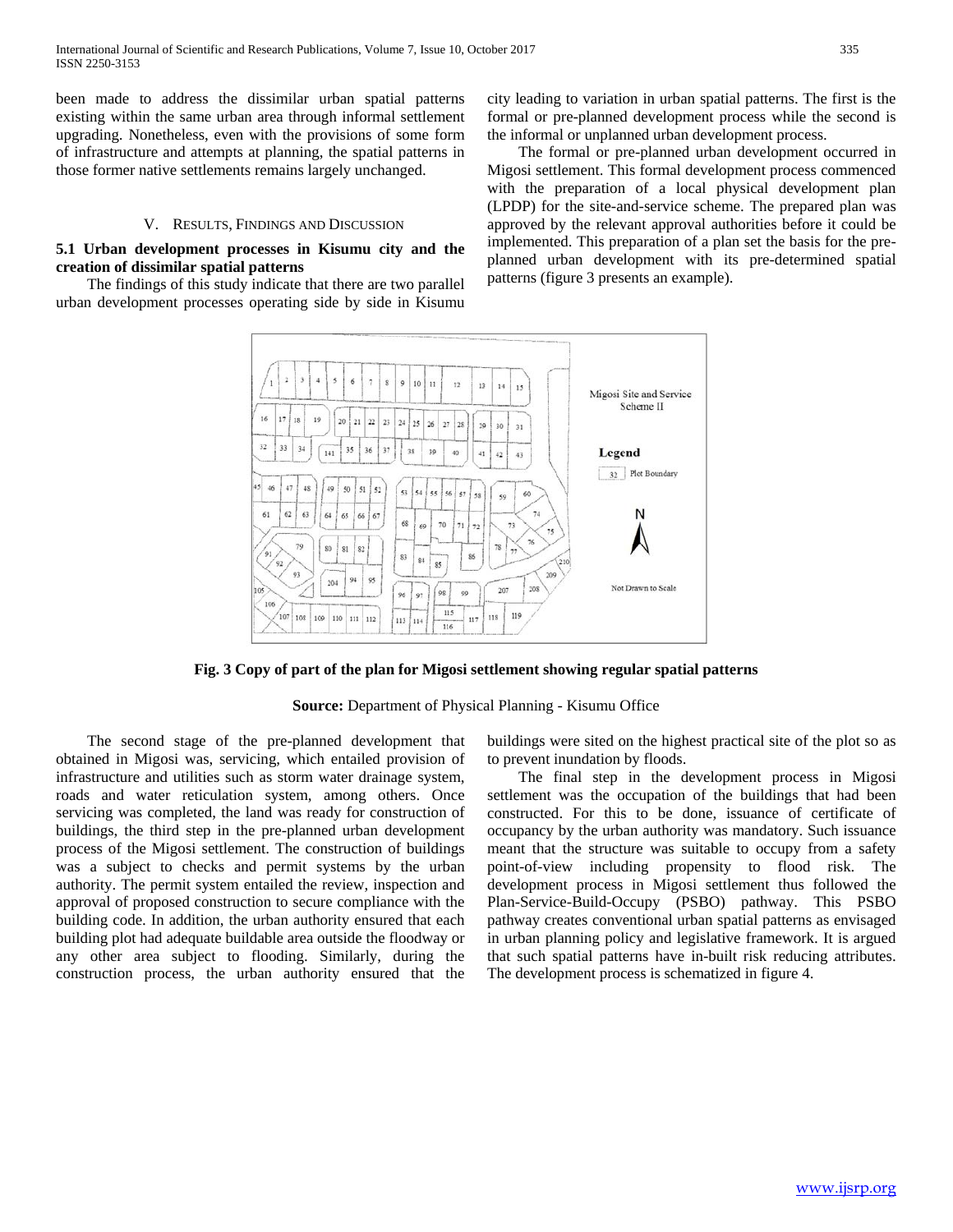been made to address the dissimilar urban spatial patterns existing within the same urban area through informal settlement upgrading. Nonetheless, even with the provisions of some form of infrastructure and attempts at planning, the spatial patterns in those former native settlements remains largely unchanged.

## V. Results, Findings and Discussion

### 5.1 Urban development processes in Kisumu city and the creation of dissimilar spatial patterns

The findings of this study indicate that there are two parallel urban development processes operating side by side in Kisumu city leading to variation in urban spatial patterns. The first is the formal or pre-planned development process while the second is the informal or unplanned urban development process.

The formal or pre-planned urban development occurred in Migosi settlement. This formal development process commenced with the preparation of a local physical development plan (LPDP) for the site-and-service scheme. The prepared plan was approved by the relevant approval authorities before it could be implemented. This preparation of a plan set the basis for the pre-planned urban development with its pre-determined spatial patterns (figure 3 presents an example).

**Fig. 3 Copy of part of the plan for Migosi settlement showing regular spatial patterns**

**Source:** Department of Physical Planning - Kisumu Office

The second stage of the pre-planned development that obtained in Migosi was, servicing, which entailed provision of infrastructure and utilities such as storm water drainage system, roads and water reticulation system, among others. Once servicing was completed, the land was ready for construction of buildings, the third step in the pre-planned urban development process of the Migosi settlement. The construction of buildings was a subject to checks and permit systems by the urban authority. The permit system entailed the review, inspection and approval of proposed construction to secure compliance with the building code. In addition, the urban authority ensured that each building plot had adequate buildable area outside the floodway or any other area subject to flooding. Similarly, during the construction process, the urban authority ensured that the buildings were sited on the highest practical site of the plot so as to prevent inundation by floods.

The final step in the development process in Migosi settlement was the occupation of the buildings that had been constructed. For this to be done, issuance of certificate of occupancy by the urban authority was mandatory. Such issuance meant that the structure was suitable to occupy from a safety point-of-view including propensity to flood risk. The development process in Migosi settlement thus followed the Plan-Service-Build-Occupy (PSBO) pathway. This PSBO pathway creates conventional urban spatial patterns as envisaged in urban planning policy and legislative framework. It is argued that such spatial patterns have in-built risk reducing attributes. The development process is schematized in figure 4.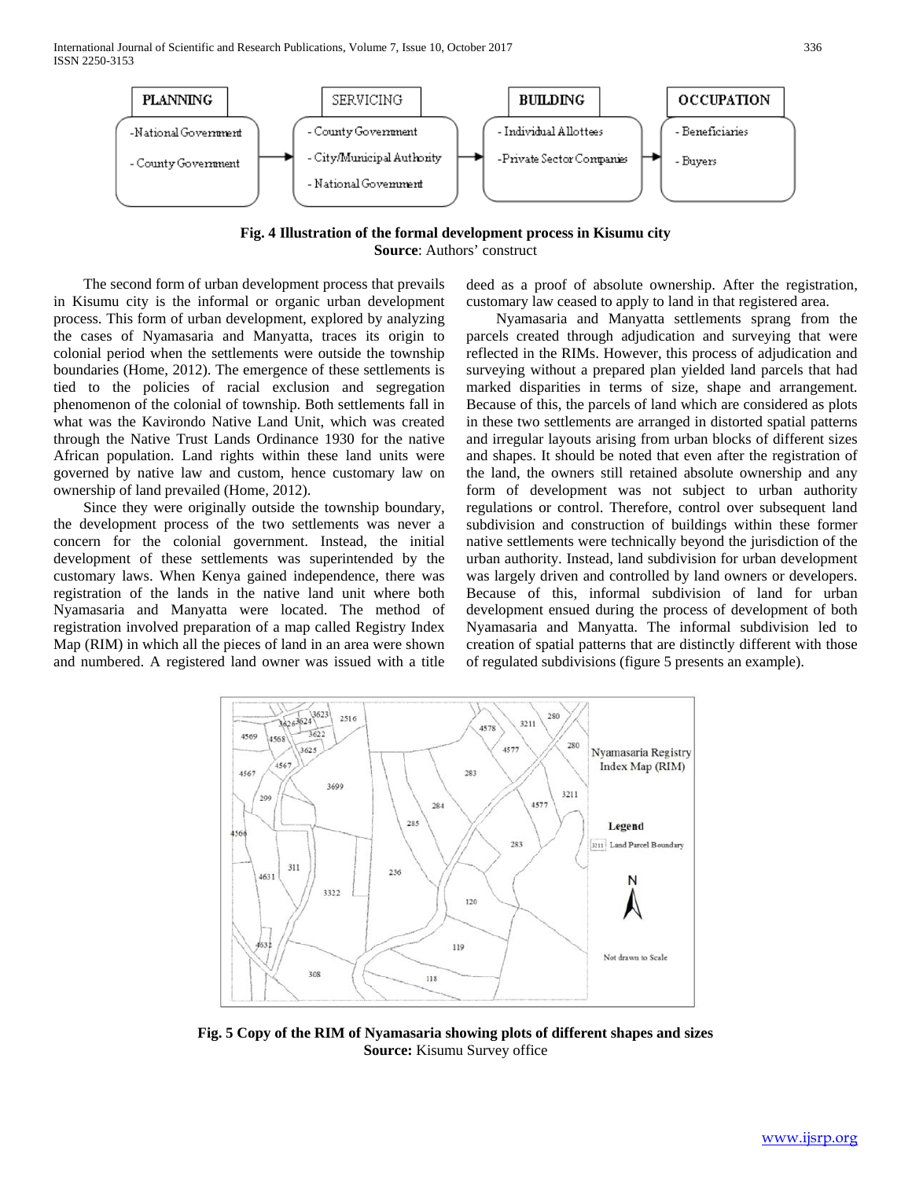| PLANNING | SERVICING | BUILDING | OCCUPATION |
| --- | --- | --- | --- |
| -National Government<br>- County Government | - County Government<br>- City/Municipal Authority<br>- National Government | - Individual Allottees<br>-Private Sector Companies | - Beneficiaries<br>- Buyers |

**Fig. 4 Illustration of the formal development process in Kisumu city**
**Source**: Authors' construct

The second form of urban development process that prevails in Kisumu city is the informal or organic urban development process. This form of urban development, explored by analyzing the cases of Nyamasaria and Manyatta, traces its origin to colonial period when the settlements were outside the township boundaries (Home, 2012). The emergence of these settlements is tied to the policies of racial exclusion and segregation phenomenon of the colonial of township. Both settlements fall in what was the Kavirondo Native Land Unit, which was created through the Native Trust Lands Ordinance 1930 for the native African population. Land rights within these land units were governed by native law and custom, hence customary law on ownership of land prevailed (Home, 2012).

Since they were originally outside the township boundary, the development process of the two settlements was never a concern for the colonial government. Instead, the initial development of these settlements was superintended by the customary laws. When Kenya gained independence, there was registration of the lands in the native land unit where both Nyamasaria and Manyatta were located. The method of registration involved preparation of a map called Registry Index Map (RIM) in which all the pieces of land in an area were shown and numbered. A registered land owner was issued with a title deed as a proof of absolute ownership. After the registration, customary law ceased to apply to land in that registered area.

Nyamasaria and Manyatta settlements sprang from the parcels created through adjudication and surveying that were reflected in the RIMs. However, this process of adjudication and surveying without a prepared plan yielded land parcels that had marked disparities in terms of size, shape and arrangement. Because of this, the parcels of land which are considered as plots in these two settlements are arranged in distorted spatial patterns and irregular layouts arising from urban blocks of different sizes and shapes. It should be noted that even after the registration of the land, the owners still retained absolute ownership and any form of development was not subject to urban authority regulations or control. Therefore, control over subsequent land subdivision and construction of buildings within these former native settlements were technically beyond the jurisdiction of the urban authority. Instead, land subdivision for urban development was largely driven and controlled by land owners or developers. Because of this, informal subdivision of land for urban development ensued during the process of development of both Nyamasaria and Manyatta. The informal subdivision led to creation of spatial patterns that are distinctly different with those of regulated subdivisions (figure 5 presents an example).

**Fig. 5 Copy of the RIM of Nyamasaria showing plots of different shapes and sizes**
**Source:** Kisumu Survey office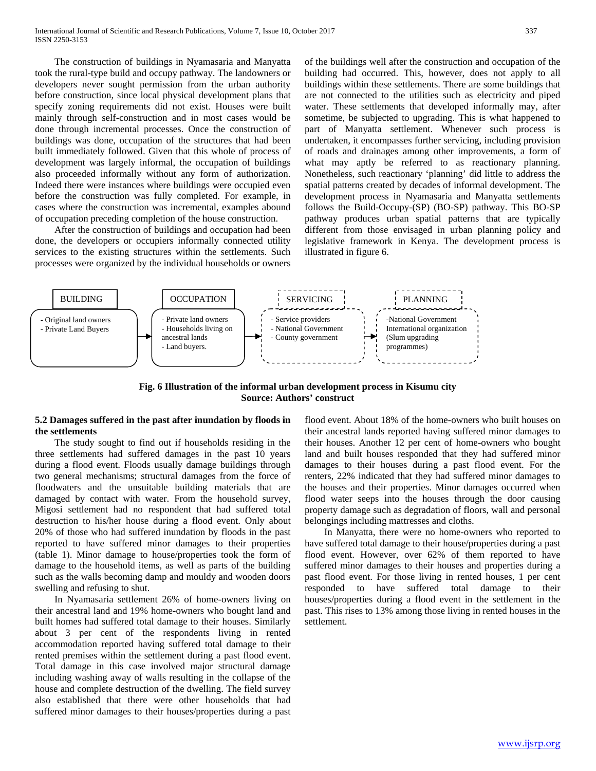The construction of buildings in Nyamasaria and Manyatta took the rural-type build and occupy pathway. The landowners or developers never sought permission from the urban authority before construction, since local physical development plans that specify zoning requirements did not exist. Houses were built mainly through self-construction and in most cases would be done through incremental processes. Once the construction of buildings was done, occupation of the structures that had been built immediately followed. Given that this whole of process of development was largely informal, the occupation of buildings also proceeded informally without any form of authorization. Indeed there were instances where buildings were occupied even before the construction was fully completed. For example, in cases where the construction was incremental, examples abound of occupation preceding completion of the house construction.

After the construction of buildings and occupation had been done, the developers or occupiers informally connected utility services to the existing structures within the settlements. Such processes were organized by the individual households or owners of the buildings well after the construction and occupation of the building had occurred. This, however, does not apply to all buildings within these settlements. There are some buildings that are not connected to the utilities such as electricity and piped water. These settlements that developed informally may, after sometime, be subjected to upgrading. This is what happened to part of Manyatta settlement. Whenever such process is undertaken, it encompasses further servicing, including provision of roads and drainages among other improvements, a form of what may aptly be referred to as reactionary planning. Nonetheless, such reactionary 'planning' did little to address the spatial patterns created by decades of informal development. The development process in Nyamasaria and Manyatta settlements follows the Build-Occupy-(SP) (BO-SP) pathway. This BO-SP pathway produces urban spatial patterns that are typically different from those envisaged in urban planning policy and legislative framework in Kenya. The development process is illustrated in figure 6.

| BUILDING | OCCUPATION | SERVICING | PLANNING |
|---|---|---|---|
| - Original land owners<br>- Private Land Buyers | - Private land owners<br>- Households living on ancestral lands<br>- Land buyers. | - Service providers<br>- National Government<br>- County government | -National Government<br>International organization<br>(Slum upgrading programmes) |

**Fig. 6 Illustration of the informal urban development process in Kisumu city**
**Source: Authors' construct**

### 5.2 Damages suffered in the past after inundation by floods in the settlements

The study sought to find out if households residing in the three settlements had suffered damages in the past 10 years during a flood event. Floods usually damage buildings through two general mechanisms; structural damages from the force of floodwaters and the unsuitable building materials that are damaged by contact with water. From the household survey, Migosi settlement had no respondent that had suffered total destruction to his/her house during a flood event. Only about 20% of those who had suffered inundation by floods in the past reported to have suffered minor damages to their properties (table 1). Minor damage to house/properties took the form of damage to the household items, as well as parts of the building such as the walls becoming damp and mouldy and wooden doors swelling and refusing to shut.

In Nyamasaria settlement 26% of home-owners living on their ancestral land and 19% home-owners who bought land and built homes had suffered total damage to their houses. Similarly about 3 per cent of the respondents living in rented accommodation reported having suffered total damage to their rented premises within the settlement during a past flood event. Total damage in this case involved major structural damage including washing away of walls resulting in the collapse of the house and complete destruction of the dwelling. The field survey also established that there were other households that had suffered minor damages to their houses/properties during a past flood event. About 18% of the home-owners who built houses on their ancestral lands reported having suffered minor damages to their houses. Another 12 per cent of home-owners who bought land and built houses responded that they had suffered minor damages to their houses during a past flood event. For the renters, 22% indicated that they had suffered minor damages to the houses and their properties. Minor damages occurred when flood water seeps into the houses through the door causing property damage such as degradation of floors, wall and personal belongings including mattresses and cloths.

In Manyatta, there were no home-owners who reported to have suffered total damage to their house/properties during a past flood event. However, over 62% of them reported to have suffered minor damages to their houses and properties during a past flood event. For those living in rented houses, 1 per cent responded to have suffered total damage to their houses/properties during a flood event in the settlement in the past. This rises to 13% among those living in rented houses in the settlement.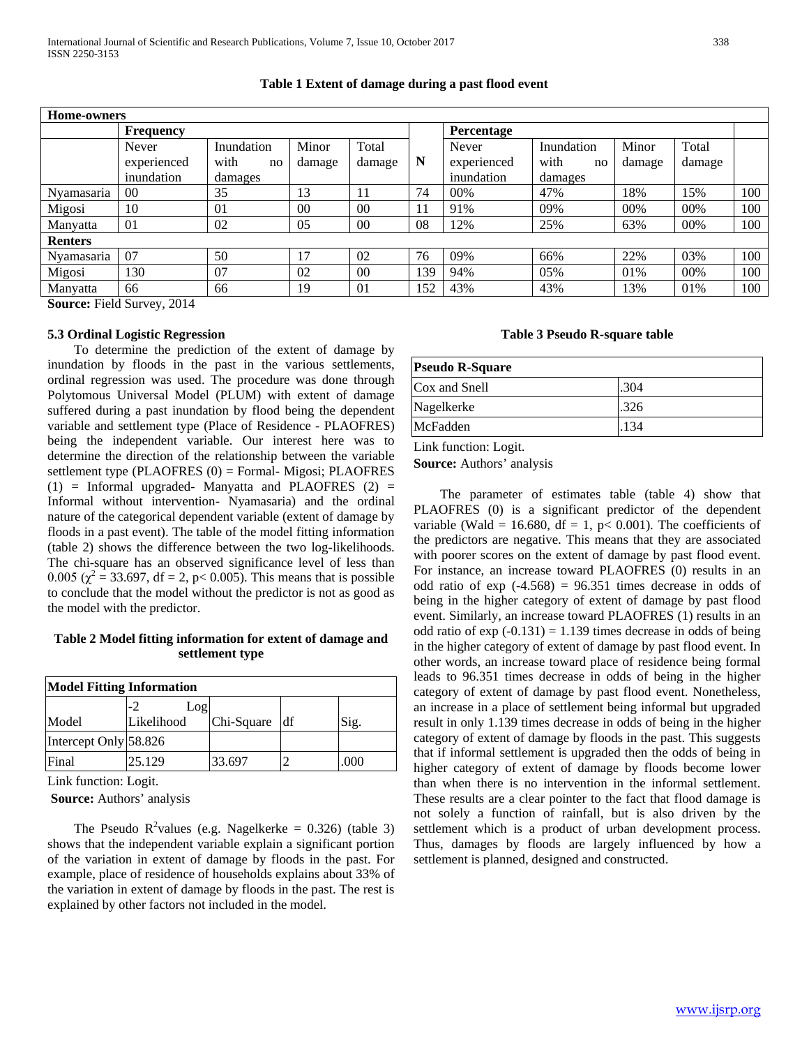**Table 1 Extent of damage during a past flood event**

| Home-owners | | | | | | | | | | |
|---|---|---|---|---|---|---|---|---|---|---|
| | **Frequency** | | | | | **Percentage** | | | | |
| | Never experienced inundation | Inundation with no damages | Minor damage | Total damage | **N** | Never experienced inundation | Inundation with no damages | Minor damage | Total damage | |
| Nyamasaria | 00 | 35 | 13 | 11 | 74 | 00% | 47% | 18% | 15% | 100 |
| Migosi | 10 | 01 | 00 | 00 | 11 | 91% | 09% | 00% | 00% | 100 |
| Manyatta | 01 | 02 | 05 | 00 | 08 | 12% | 25% | 63% | 00% | 100 |
| **Renters** | | | | | | | | | | |
| Nyamasaria | 07 | 50 | 17 | 02 | 76 | 09% | 66% | 22% | 03% | 100 |
| Migosi | 130 | 07 | 02 | 00 | 139 | 94% | 05% | 01% | 00% | 100 |
| Manyatta | 66 | 66 | 19 | 01 | 152 | 43% | 43% | 13% | 01% | 100 |

**Source:** Field Survey, 2014

### 5.3 Ordinal Logistic Regression

To determine the prediction of the extent of damage by inundation by floods in the past in the various settlements, ordinal regression was used. The procedure was done through Polytomous Universal Model (PLUM) with extent of damage suffered during a past inundation by flood being the dependent variable and settlement type (Place of Residence - PLAOFRES) being the independent variable. Our interest here was to determine the direction of the relationship between the variable settlement type (PLAOFRES (0) = Formal- Migosi; PLAOFRES (1) = Informal upgraded- Manyatta and PLAOFRES (2) = Informal without intervention- Nyamasaria) and the ordinal nature of the categorical dependent variable (extent of damage by floods in a past event). The table of the model fitting information (table 2) shows the difference between the two log-likelihoods. The chi-square has an observed significance level of less than 0.005 ($\chi^2 = 33.697$, df = 2, $p < 0.005$). This means that is possible to conclude that the model without the predictor is not as good as the model with the predictor.

**Table 2 Model fitting information for extent of damage and settlement type**

| Model Fitting Information | | | | |
|---|---|---|---|---|
| Model | -2 Log Likelihood | Chi-Square | df | Sig. |
| Intercept Only | 58.826 | | | |
| Final | 25.129 | 33.697 | 2 | .000 |

Link function: Logit.

**Source:** Authors' analysis

The Pseudo $R^2$values (e.g. Nagelkerke = 0.326) (table 3) shows that the independent variable explain a significant portion of the variation in extent of damage by floods in the past. For example, place of residence of households explains about 33% of the variation in extent of damage by floods in the past. The rest is explained by other factors not included in the model.

**Table 3 Pseudo R-square table**

| Pseudo R-Square | |
|---|---|
| Cox and Snell | .304 |
| Nagelkerke | .326 |
| McFadden | .134 |

Link function: Logit.

**Source:** Authors' analysis

The parameter of estimates table (table 4) show that PLAOFRES (0) is a significant predictor of the dependent variable (Wald = 16.680, df = 1, $p< 0.001$). The coefficients of the predictors are negative. This means that they are associated with poorer scores on the extent of damage by past flood event. For instance, an increase toward PLAOFRES (0) results in an odd ratio of exp (-4.568) = 96.351 times decrease in odds of being in the higher category of extent of damage by past flood event. Similarly, an increase toward PLAOFRES (1) results in an odd ratio of exp (-0.131) = 1.139 times decrease in odds of being in the higher category of extent of damage by past flood event. In other words, an increase toward place of residence being formal leads to 96.351 times decrease in odds of being in the higher category of extent of damage by past flood event. Nonetheless, an increase in a place of settlement being informal but upgraded result in only 1.139 times decrease in odds of being in the higher category of extent of damage by floods in the past. This suggests that if informal settlement is upgraded then the odds of being in higher category of extent of damage by floods become lower than when there is no intervention in the informal settlement. These results are a clear pointer to the fact that flood damage is not solely a function of rainfall, but is also driven by the settlement which is a product of urban development process. Thus, damages by floods are largely influenced by how a settlement is planned, designed and constructed.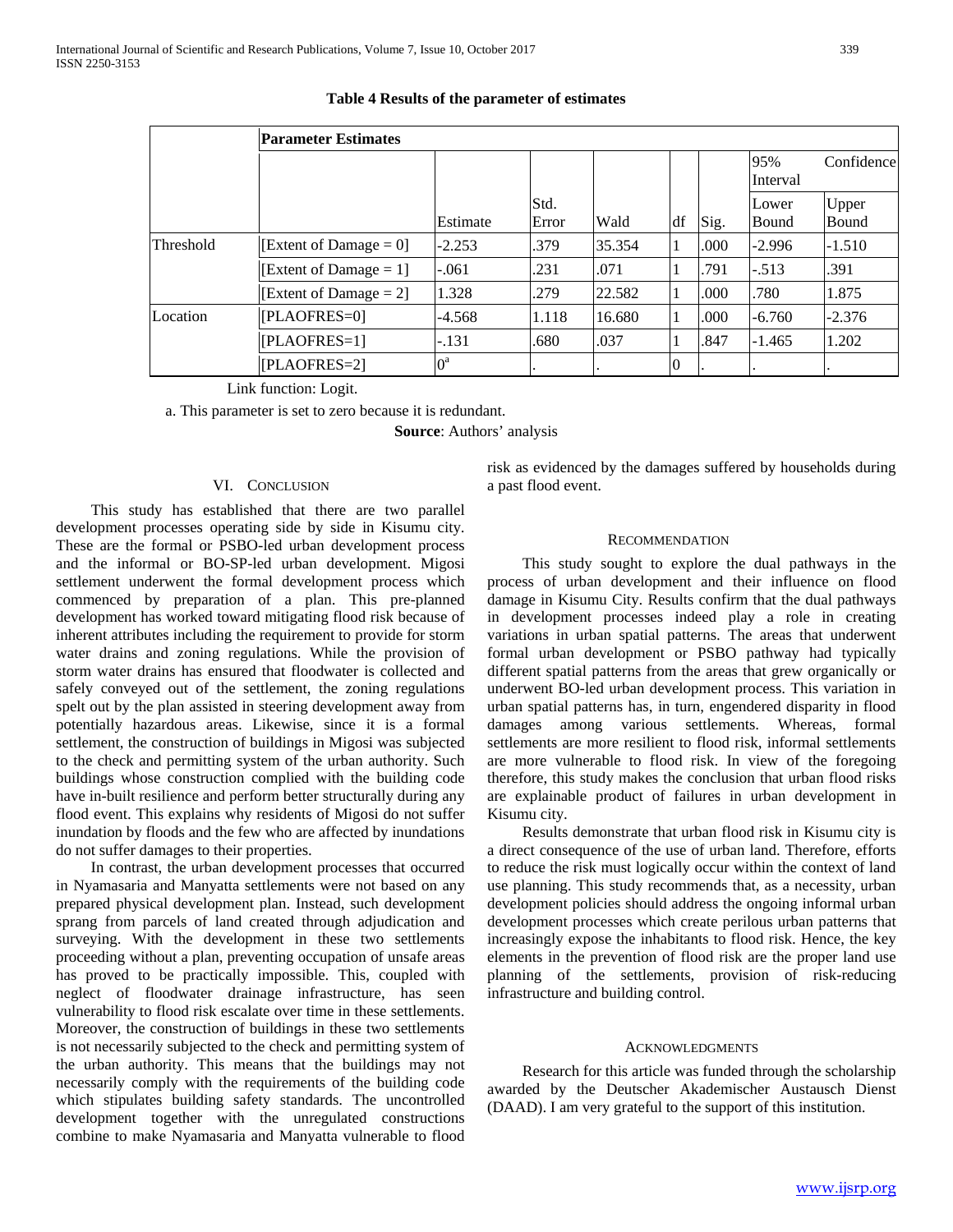**Table 4 Results of the parameter of estimates**

| | Parameter Estimates | | | | | | | |
|---|---|---|---|---|---|---|---|---|
| | | | | | | | 95% Confidence Interval | |
| | | Estimate | Std. Error | Wald | df | Sig. | Lower Bound | Upper Bound |
| Threshold | [Extent of Damage = 0] | -2.253 | .379 | 35.354 | 1 | .000 | -2.996 | -1.510 |
| | [Extent of Damage = 1] | -.061 | .231 | .071 | 1 | .791 | -.513 | .391 |
| | [Extent of Damage = 2] | 1.328 | .279 | 22.582 | 1 | .000 | .780 | 1.875 |
| Location | [PLAOFRES=0] | -4.568 | 1.118 | 16.680 | 1 | .000 | -6.760 | -2.376 |
| | [PLAOFRES=1] | -.131 | .680 | .037 | 1 | .847 | -1.465 | 1.202 |
| | [PLAOFRES=2] | 0[a] | . | . | 0 | . | . | . |

Link function: Logit.

a. This parameter is set to zero because it is redundant.

**Source**: Authors' analysis

## VI. Conclusion

This study has established that there are two parallel development processes operating side by side in Kisumu city. These are the formal or PSBO-led urban development process and the informal or BO-SP-led urban development. Migosi settlement underwent the formal development process which commenced by preparation of a plan. This pre-planned development has worked toward mitigating flood risk because of inherent attributes including the requirement to provide for storm water drains and zoning regulations. While the provision of storm water drains has ensured that floodwater is collected and safely conveyed out of the settlement, the zoning regulations spelt out by the plan assisted in steering development away from potentially hazardous areas. Likewise, since it is a formal settlement, the construction of buildings in Migosi was subjected to the check and permitting system of the urban authority. Such buildings whose construction complied with the building code have in-built resilience and perform better structurally during any flood event. This explains why residents of Migosi do not suffer inundation by floods and the few who are affected by inundations do not suffer damages to their properties.

In contrast, the urban development processes that occurred in Nyamasaria and Manyatta settlements were not based on any prepared physical development plan. Instead, such development sprang from parcels of land created through adjudication and surveying. With the development in these two settlements proceeding without a plan, preventing occupation of unsafe areas has proved to be practically impossible. This, coupled with neglect of floodwater drainage infrastructure, has seen vulnerability to flood risk escalate over time in these settlements. Moreover, the construction of buildings in these two settlements is not necessarily subjected to the check and permitting system of the urban authority. This means that the buildings may not necessarily comply with the requirements of the building code which stipulates building safety standards. The uncontrolled development together with the unregulated constructions combine to make Nyamasaria and Manyatta vulnerable to flood risk as evidenced by the damages suffered by households during a past flood event.

## Recommendation

This study sought to explore the dual pathways in the process of urban development and their influence on flood damage in Kisumu City. Results confirm that the dual pathways in development processes indeed play a role in creating variations in urban spatial patterns. The areas that underwent formal urban development or PSBO pathway had typically different spatial patterns from the areas that grew organically or underwent BO-led urban development process. This variation in urban spatial patterns has, in turn, engendered disparity in flood damages among various settlements. Whereas, formal settlements are more resilient to flood risk, informal settlements are more vulnerable to flood risk. In view of the foregoing therefore, this study makes the conclusion that urban flood risks are explainable product of failures in urban development in Kisumu city.

Results demonstrate that urban flood risk in Kisumu city is a direct consequence of the use of urban land. Therefore, efforts to reduce the risk must logically occur within the context of land use planning. This study recommends that, as a necessity, urban development policies should address the ongoing informal urban development processes which create perilous urban patterns that increasingly expose the inhabitants to flood risk. Hence, the key elements in the prevention of flood risk are the proper land use planning of the settlements, provision of risk-reducing infrastructure and building control.

## Acknowledgments

Research for this article was funded through the scholarship awarded by the Deutscher Akademischer Austausch Dienst (DAAD). I am very grateful to the support of this institution.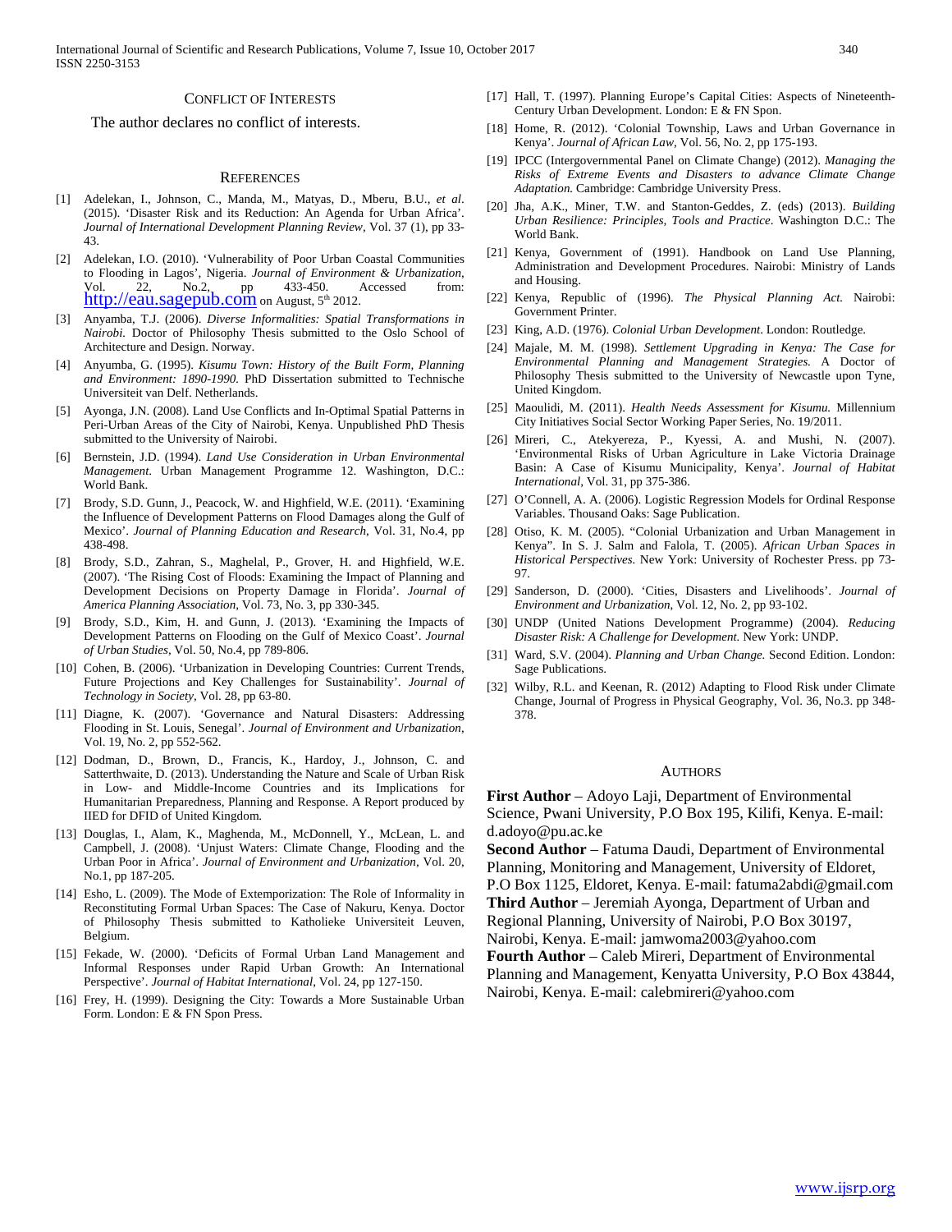## Conflict of Interests

The author declares no conflict of interests.

## References

[1] Adelekan, I., Johnson, C., Manda, M., Matyas, D., Mberu, B.U., *et al*. (2015). 'Disaster Risk and its Reduction: An Agenda for Urban Africa'. *Journal of International Development Planning Review*, Vol. 37 (1), pp 33-43.

[2] Adelekan, I.O. (2010). 'Vulnerability of Poor Urban Coastal Communities to Flooding in Lagos', Nigeria. *Journal of Environment & Urbanization*, Vol. 22, No.2, pp 433-450. Accessed from: http://eau.sagepub.com on August, 5th 2012.

[3] Anyamba, T.J. (2006). *Diverse Informalities: Spatial Transformations in Nairobi.* Doctor of Philosophy Thesis submitted to the Oslo School of Architecture and Design. Norway.

[4] Anyumba, G. (1995). *Kisumu Town: History of the Built Form, Planning and Environment: 1890-1990.* PhD Dissertation submitted to Technische Universiteit van Delf. Netherlands.

[5] Ayonga, J.N. (2008). Land Use Conflicts and In-Optimal Spatial Patterns in Peri-Urban Areas of the City of Nairobi, Kenya. Unpublished PhD Thesis submitted to the University of Nairobi.

[6] Bernstein, J.D. (1994). *Land Use Consideration in Urban Environmental Management.* Urban Management Programme 12. Washington, D.C.: World Bank.

[7] Brody, S.D. Gunn, J., Peacock, W. and Highfield, W.E. (2011). 'Examining the Influence of Development Patterns on Flood Damages along the Gulf of Mexico'. *Journal of Planning Education and Research*, Vol. 31, No.4, pp 438-498.

[8] Brody, S.D., Zahran, S., Maghelal, P., Grover, H. and Highfield, W.E. (2007). 'The Rising Cost of Floods: Examining the Impact of Planning and Development Decisions on Property Damage in Florida'. *Journal of America Planning Association*, Vol. 73, No. 3, pp 330-345.

[9] Brody, S.D., Kim, H. and Gunn, J. (2013). 'Examining the Impacts of Development Patterns on Flooding on the Gulf of Mexico Coast'. *Journal of Urban Studies*, Vol. 50, No.4, pp 789-806.

[10] Cohen, B. (2006). 'Urbanization in Developing Countries: Current Trends, Future Projections and Key Challenges for Sustainability'. *Journal of Technology in Society*, Vol. 28, pp 63-80.

[11] Diagne, K. (2007). 'Governance and Natural Disasters: Addressing Flooding in St. Louis, Senegal'. *Journal of Environment and Urbanization*, Vol. 19, No. 2, pp 552-562.

[12] Dodman, D., Brown, D., Francis, K., Hardoy, J., Johnson, C. and Satterthwaite, D. (2013). Understanding the Nature and Scale of Urban Risk in Low- and Middle-Income Countries and its Implications for Humanitarian Preparedness, Planning and Response. A Report produced by IIED for DFID of United Kingdom.

[13] Douglas, I., Alam, K., Maghenda, M., McDonnell, Y., McLean, L. and Campbell, J. (2008). 'Unjust Waters: Climate Change, Flooding and the Urban Poor in Africa'. *Journal of Environment and Urbanization*, Vol. 20, No.1, pp 187-205.

[14] Esho, L. (2009). The Mode of Extemporization: The Role of Informality in Reconstituting Formal Urban Spaces: The Case of Nakuru, Kenya. Doctor of Philosophy Thesis submitted to Katholieke Universiteit Leuven, Belgium.

[15] Fekade, W. (2000). 'Deficits of Formal Urban Land Management and Informal Responses under Rapid Urban Growth: An International Perspective'. *Journal of Habitat International*, Vol. 24, pp 127-150.

[16] Frey, H. (1999). Designing the City: Towards a More Sustainable Urban Form. London: E & FN Spon Press.

[17] Hall, T. (1997). Planning Europe's Capital Cities: Aspects of Nineteenth-Century Urban Development. London: E & FN Spon.

[18] Home, R. (2012). 'Colonial Township, Laws and Urban Governance in Kenya'. *Journal of African Law*, Vol. 56, No. 2, pp 175-193.

[19] IPCC (Intergovernmental Panel on Climate Change) (2012). *Managing the Risks of Extreme Events and Disasters to advance Climate Change Adaptation.* Cambridge: Cambridge University Press.

[20] Jha, A.K., Miner, T.W. and Stanton-Geddes, Z. (eds) (2013). *Building Urban Resilience: Principles, Tools and Practice*. Washington D.C.: The World Bank.

[21] Kenya, Government of (1991). Handbook on Land Use Planning, Administration and Development Procedures. Nairobi: Ministry of Lands and Housing.

[22] Kenya, Republic of (1996). *The Physical Planning Act.* Nairobi: Government Printer.

[23] King, A.D. (1976). *Colonial Urban Development*. London: Routledge.

[24] Majale, M. M. (1998). *Settlement Upgrading in Kenya: The Case for Environmental Planning and Management Strategies.* A Doctor of Philosophy Thesis submitted to the University of Newcastle upon Tyne, United Kingdom.

[25] Maoulidi, M. (2011). *Health Needs Assessment for Kisumu.* Millennium City Initiatives Social Sector Working Paper Series, No. 19/2011.

[26] Mireri, C., Atekyereza, P., Kyessi, A. and Mushi, N. (2007). 'Environmental Risks of Urban Agriculture in Lake Victoria Drainage Basin: A Case of Kisumu Municipality, Kenya'. *Journal of Habitat International*, Vol. 31, pp 375-386.

[27] O'Connell, A. A. (2006). Logistic Regression Models for Ordinal Response Variables. Thousand Oaks: Sage Publication.

[28] Otiso, K. M. (2005). "Colonial Urbanization and Urban Management in Kenya". In S. J. Salm and Falola, T. (2005). *African Urban Spaces in Historical Perspectives.* New York: University of Rochester Press. pp 73-97.

[29] Sanderson, D. (2000). 'Cities, Disasters and Livelihoods'. *Journal of Environment and Urbanization*, Vol. 12, No. 2, pp 93-102.

[30] UNDP (United Nations Development Programme) (2004). *Reducing Disaster Risk: A Challenge for Development.* New York: UNDP.

[31] Ward, S.V. (2004). *Planning and Urban Change.* Second Edition. London: Sage Publications.

[32] Wilby, R.L. and Keenan, R. (2012) Adapting to Flood Risk under Climate Change, Journal of Progress in Physical Geography, Vol. 36, No.3. pp 348-378.

## Authors

**First Author** – Adoyo Laji, Department of Environmental Science, Pwani University, P.O Box 195, Kilifi, Kenya. E-mail: d.adoyo@pu.ac.ke

**Second Author** – Fatuma Daudi, Department of Environmental Planning, Monitoring and Management, University of Eldoret, P.O Box 1125, Eldoret, Kenya. E-mail: fatuma2abdi@gmail.com

**Third Author** – Jeremiah Ayonga, Department of Urban and Regional Planning, University of Nairobi, P.O Box 30197, Nairobi, Kenya. E-mail: jamwoma2003@yahoo.com

**Fourth Author** – Caleb Mireri, Department of Environmental Planning and Management, Kenyatta University, P.O Box 43844, Nairobi, Kenya. E-mail: calebmireri@yahoo.com